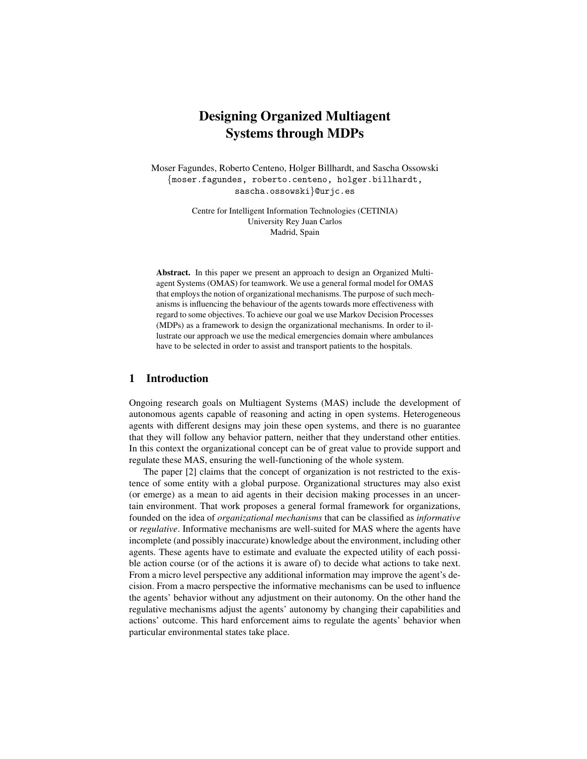# Designing Organized Multiagent Systems through MDPs

Moser Fagundes, Roberto Centeno, Holger Billhardt, and Sascha Ossowski
{moser.fagundes, roberto.centeno, holger.billhardt, sascha.ossowski}@urjc.es

Centre for Intelligent Information Technologies (CETINIA)
University Rey Juan Carlos
Madrid, Spain

**Abstract.** In this paper we present an approach to design an Organized Multiagent Systems (OMAS) for teamwork. We use a general formal model for OMAS that employs the notion of organizational mechanisms. The purpose of such mechanisms is influencing the behaviour of the agents towards more effectiveness with regard to some objectives. To achieve our goal we use Markov Decision Processes (MDPs) as a framework to design the organizational mechanisms. In order to illustrate our approach we use the medical emergencies domain where ambulances have to be selected in order to assist and transport patients to the hospitals.

## 1 Introduction

Ongoing research goals on Multiagent Systems (MAS) include the development of autonomous agents capable of reasoning and acting in open systems. Heterogeneous agents with different designs may join these open systems, and there is no guarantee that they will follow any behavior pattern, neither that they understand other entities. In this context the organizational concept can be of great value to provide support and regulate these MAS, ensuring the well-functioning of the whole system.

The paper [2] claims that the concept of organization is not restricted to the existence of some entity with a global purpose. Organizational structures may also exist (or emerge) as a mean to aid agents in their decision making processes in an uncertain environment. That work proposes a general formal framework for organizations, founded on the idea of *organizational mechanisms* that can be classified as *informative* or *regulative*. Informative mechanisms are well-suited for MAS where the agents have incomplete (and possibly inaccurate) knowledge about the environment, including other agents. These agents have to estimate and evaluate the expected utility of each possible action course (or of the actions it is aware of) to decide what actions to take next. From a micro level perspective any additional information may improve the agent's decision. From a macro perspective the informative mechanisms can be used to influence the agents' behavior without any adjustment on their autonomy. On the other hand the regulative mechanisms adjust the agents' autonomy by changing their capabilities and actions' outcome. This hard enforcement aims to regulate the agents' behavior when particular environmental states take place.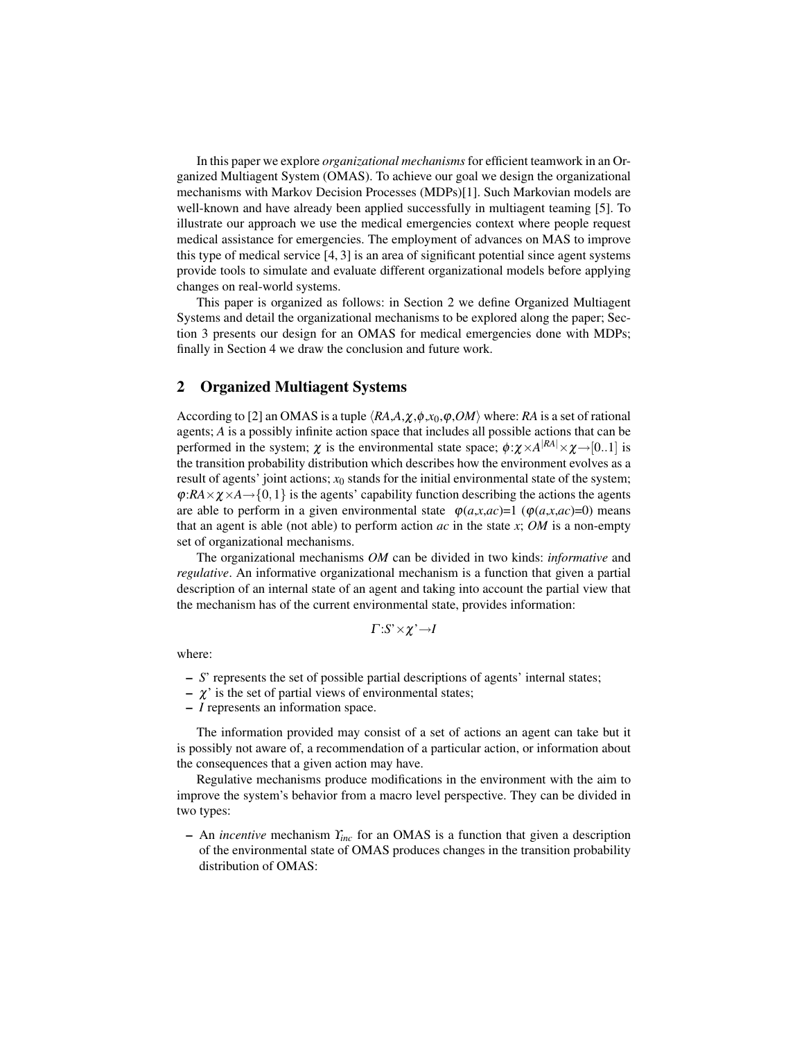In this paper we explore *organizational mechanisms* for efficient teamwork in an Organized Multiagent System (OMAS). To achieve our goal we design the organizational mechanisms with Markov Decision Processes (MDPs)[1]. Such Markovian models are well-known and have already been applied successfully in multiagent teaming [5]. To illustrate our approach we use the medical emergencies context where people request medical assistance for emergencies. The employment of advances on MAS to improve this type of medical service [4, 3] is an area of significant potential since agent systems provide tools to simulate and evaluate different organizational models before applying changes on real-world systems.

This paper is organized as follows: in Section 2 we define Organized Multiagent Systems and detail the organizational mechanisms to be explored along the paper; Section 3 presents our design for an OMAS for medical emergencies done with MDPs; finally in Section 4 we draw the conclusion and future work.

## 2 Organized Multiagent Systems

According to [2] an OMAS is a tuple $\langle RA, A, \chi, \phi, x_0, \varphi, OM \rangle$ where: *RA* is a set of rational agents; *A* is a possibly infinite action space that includes all possible actions that can be performed in the system; $\chi$ is the environmental state space; $\phi : \chi \times A^{|RA|} \times \chi \rightarrow [0..1]$ is the transition probability distribution which describes how the environment evolves as a result of agents' joint actions; $x_0$ stands for the initial environmental state of the system; $\varphi : RA \times \chi \times A \rightarrow \{0, 1\}$ is the agents' capability function describing the actions the agents are able to perform in a given environmental state $\varphi(a,x,ac)=1$ ($\varphi(a,x,ac)=0$) means that an agent is able (not able) to perform action *ac* in the state *x*; *OM* is a non-empty set of organizational mechanisms.

The organizational mechanisms *OM* can be divided in two kinds: *informative* and *regulative*. An informative organizational mechanism is a function that given a partial description of an internal state of an agent and taking into account the partial view that the mechanism has of the current environmental state, provides information:

$$\Gamma : S' \times \chi' \rightarrow I$$

where:

- *S*' represents the set of possible partial descriptions of agents' internal states;
- $\chi$' is the set of partial views of environmental states;
- *I* represents an information space.

The information provided may consist of a set of actions an agent can take but it is possibly not aware of, a recommendation of a particular action, or information about the consequences that a given action may have.

Regulative mechanisms produce modifications in the environment with the aim to improve the system's behavior from a macro level perspective. They can be divided in two types:

- An *incentive* mechanism $\Upsilon_{inc}$ for an OMAS is a function that given a description of the environmental state of OMAS produces changes in the transition probability distribution of OMAS: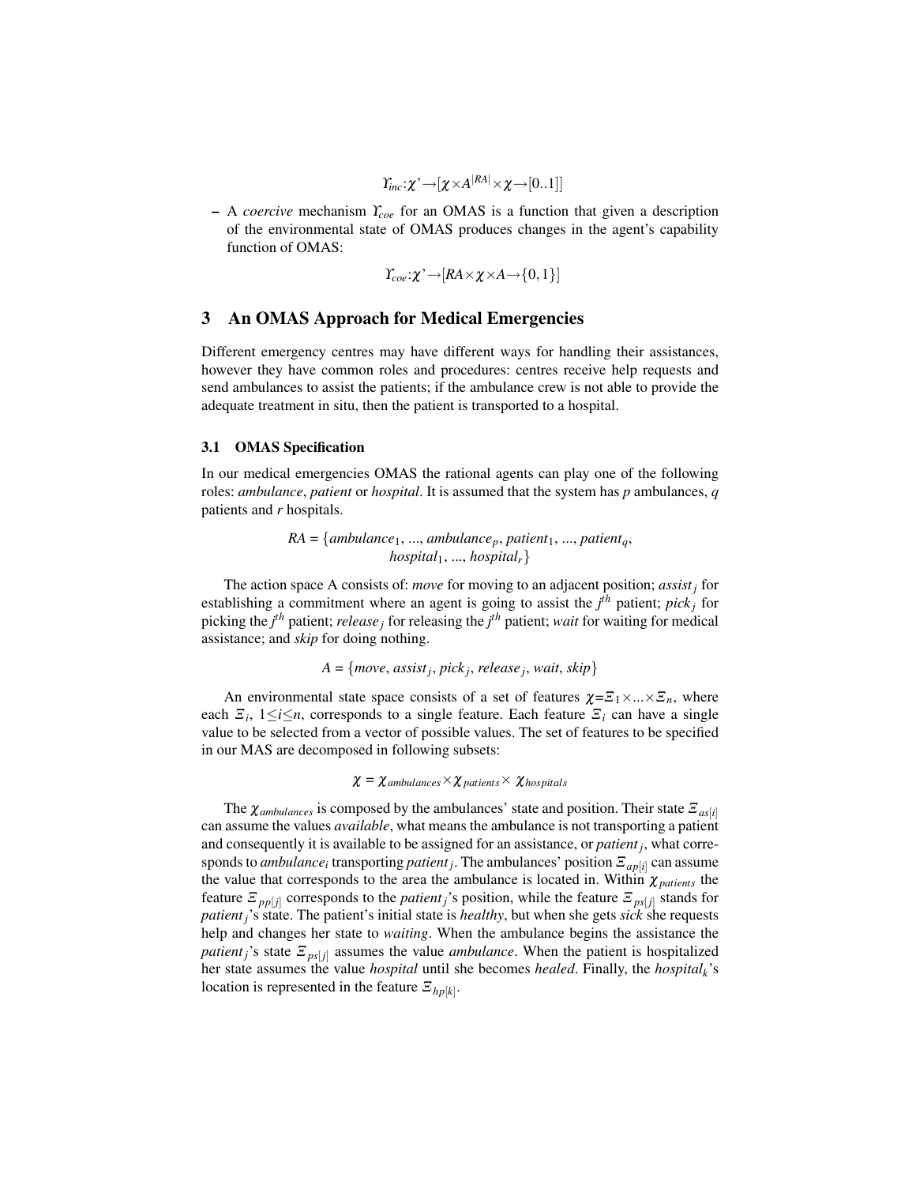$$\Upsilon_{inc}:\chi\text{'}\rightarrow[\chi\times A^{|RA|}\times\chi\rightarrow[0..1]]$$

– A *coercive* mechanism $\Upsilon_{coe}$ for an OMAS is a function that given a description of the environmental state of OMAS produces changes in the agent's capability function of OMAS:

$$\Upsilon_{coe}:\chi\text{'}\rightarrow[RA\times\chi\times A\rightarrow\{0,1\}]$$

## 3 An OMAS Approach for Medical Emergencies

Different emergency centres may have different ways for handling their assistances, however they have common roles and procedures: centres receive help requests and send ambulances to assist the patients; if the ambulance crew is not able to provide the adequate treatment in situ, then the patient is transported to a hospital.

### 3.1 OMAS Specification

In our medical emergencies OMAS the rational agents can play one of the following roles: *ambulance*, *patient* or *hospital*. It is assumed that the system has *p* ambulances, *q* patients and *r* hospitals.

$$RA = \{ambulance_1, ..., ambulance_p, patient_1, ..., patient_q, hospital_1, ..., hospital_r\}$$

The action space A consists of: *move* for moving to an adjacent position; $assist_j$ for establishing a commitment where an agent is going to assist the $j^{th}$ patient; $pick_j$ for picking the $j^{th}$ patient; $release_j$ for releasing the $j^{th}$ patient; *wait* for waiting for medical assistance; and *skip* for doing nothing.

$$A = \{move, assist_j, pick_j, release_j, wait, skip\}$$

An environmental state space consists of a set of features $\chi$=$\Xi_1\times...\times\Xi_n$, where each $\Xi_i$, $1\leq i\leq n$, corresponds to a single feature. Each feature $\Xi_i$ can have a single value to be selected from a vector of possible values. The set of features to be specified in our MAS are decomposed in following subsets:

$$\chi = \chi_{ambulances}\times\chi_{patients}\times\ \chi_{hospitals}$$

The $\chi_{ambulances}$ is composed by the ambulances' state and position. Their state $\Xi_{as[i]}$ can assume the values *available*, what means the ambulance is not transporting a patient and consequently it is available to be assigned for an assistance, or $patient_j$, what corresponds to $ambulance_i$ transporting $patient_j$. The ambulances' position $\Xi_{ap[i]}$ can assume the value that corresponds to the area the ambulance is located in. Within $\chi_{patients}$ the feature $\Xi_{pp[j]}$ corresponds to the $patient_j$'s position, while the feature $\Xi_{ps[j]}$ stands for $patient_j$'s state. The patient's initial state is *healthy*, but when she gets *sick* she requests help and changes her state to *waiting*. When the ambulance begins the assistance the $patient_j$'s state $\Xi_{ps[j]}$ assumes the value *ambulance*. When the patient is hospitalized her state assumes the value *hospital* until she becomes *healed*. Finally, the $hospital_k$'s location is represented in the feature $\Xi_{hp[k]}$.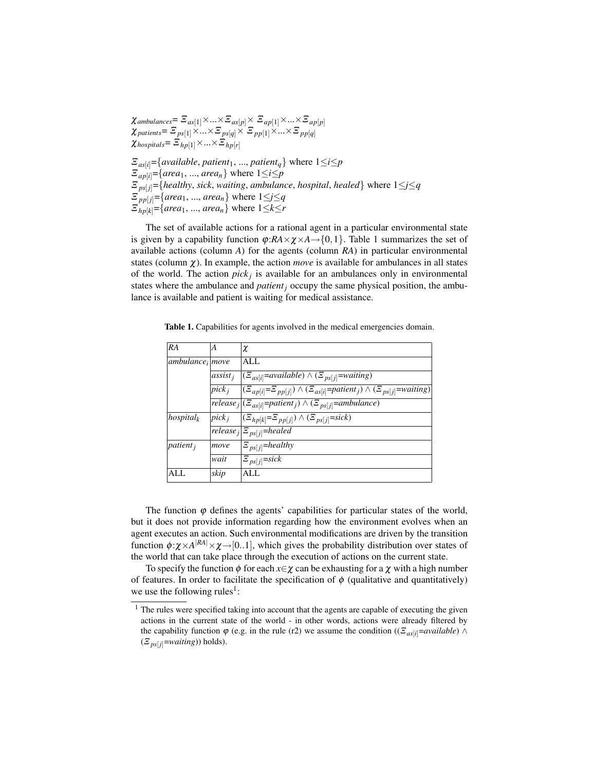$\chi_{ambulances}= \Xi_{as[1]} \times ... \times \Xi_{as[p]} \times \Xi_{ap[1]} \times ... \times \Xi_{ap[p]}$
$\chi_{patients}= \Xi_{ps[1]} \times ... \times \Xi_{ps[q]} \times \Xi_{pp[1]} \times ... \times \Xi_{pp[q]}$
$\chi_{hospitals}= \Xi_{hp[1]} \times ... \times \Xi_{hp[r]}$

$\Xi_{as[i]}=\{available, patient_1, ..., patient_q\}$ where $1 \leq i \leq p$
$\Xi_{ap[i]}=\{area_1, ..., area_n\}$ where $1 \leq i \leq p$
$\Xi_{ps[j]}=\{healthy, sick, waiting, ambulance, hospital, healed\}$ where $1 \leq j \leq q$
$\Xi_{pp[j]}=\{area_1, ..., area_n\}$ where $1 \leq j \leq q$
$\Xi_{hp[k]}=\{area_1, ..., area_n\}$ where $1 \leq k \leq r$

The set of available actions for a rational agent in a particular environmental state is given by a capability function $\varphi$:$RA \times \chi \times A \rightarrow \{0,1\}$. Table 1 summarizes the set of available actions (column *A*) for the agents (column *RA*) in particular environmental states (column $\chi$). In example, the action *move* is available for ambulances in all states of the world. The action $pick_j$ is available for an ambulances only in environmental states where the ambulance and $patient_j$ occupy the same physical position, the ambulance is available and patient is waiting for medical assistance.

**Table 1.** Capabilities for agents involved in the medical emergencies domain.

| *RA* | *A* | $\chi$ |
|---|---|---|
| $ambulance_i$ | *move* | ALL |
| | $assist_j$ | $(\Xi_{as[i]}=available) \wedge (\Xi_{ps[j]}=waiting)$ |
| | $pick_j$ | $(\Xi_{ap[i]}=\Xi_{pp[j]}) \wedge (\Xi_{as[i]}=patient_j) \wedge (\Xi_{ps[j]}=waiting)$ |
| | $release_j$ | $(\Xi_{as[i]}=patient_j) \wedge (\Xi_{ps[j]}=ambulance)$ |
| $hospital_k$ | $pick_j$ | $(\Xi_{hp[k]}=\Xi_{pp[j]}) \wedge (\Xi_{ps[j]}=sick)$ |
| | $release_j$ | $\Xi_{ps[j]}=healed$ |
| $patient_j$ | *move* | $\Xi_{ps[j]}=healthy$ |
| | *wait* | $\Xi_{ps[j]}=sick$ |
| ALL | *skip* | ALL |

The function $\varphi$ defines the agents' capabilities for particular states of the world, but it does not provide information regarding how the environment evolves when an agent executes an action. Such environmental modifications are driven by the transition function $\phi$:$\chi \times A^{|RA|} \times \chi \rightarrow [0..1]$, which gives the probability distribution over states of the world that can take place through the execution of actions on the current state.

To specify the function $\phi$ for each $x \in \chi$ can be exhausting for a $\chi$ with a high number of features. In order to facilitate the specification of $\phi$ (qualitative and quantitatively) we use the following rules[1]:

[1] The rules were specified taking into account that the agents are capable of executing the given actions in the current state of the world - in other words, actions were already filtered by the capability function $\varphi$ (e.g. in the rule (r2) we assume the condition $((\Xi_{as[i]}=available) \wedge (\Xi_{ps[j]}=waiting))$ holds).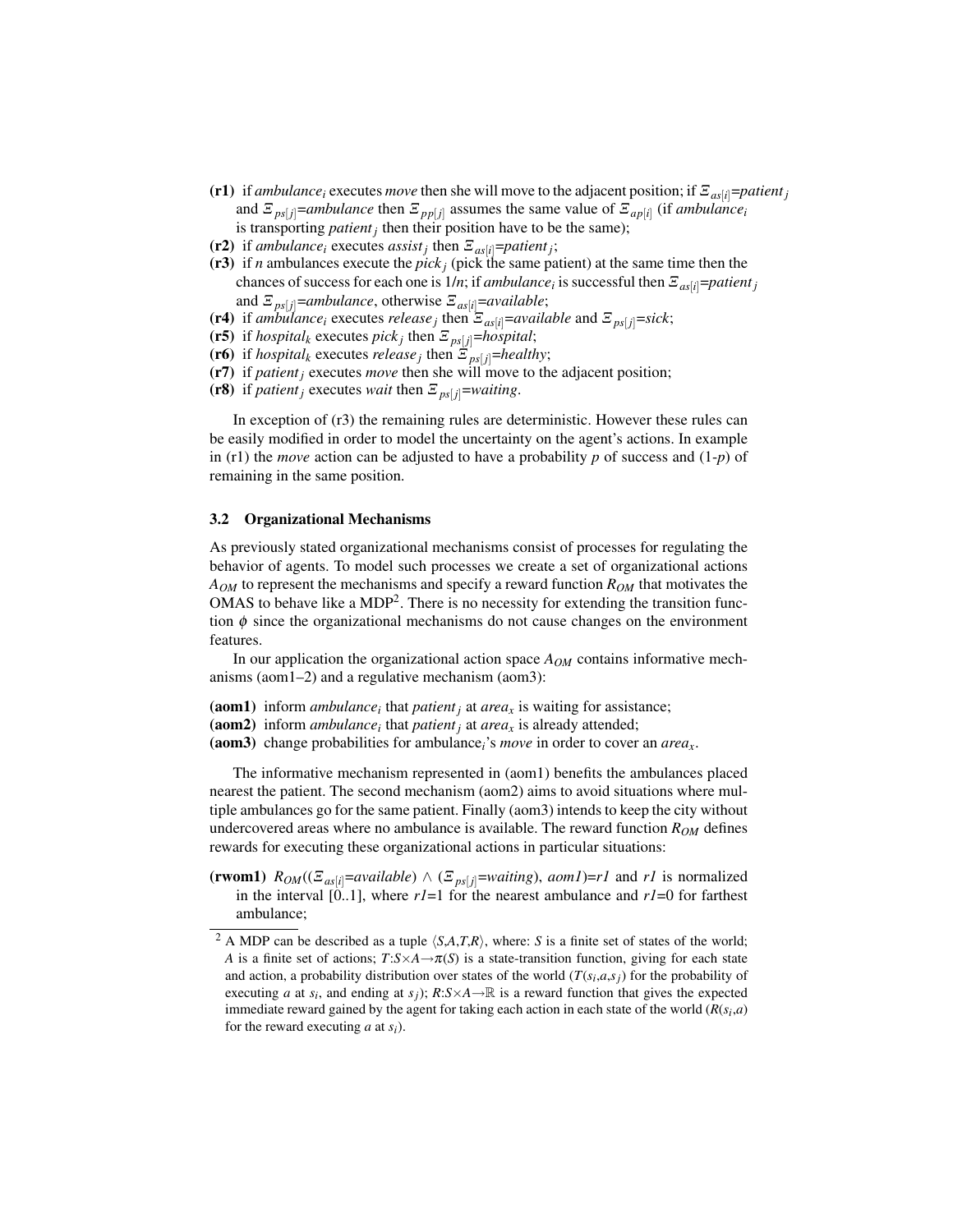- **(r1)** if *ambulance*$_i$ executes *move* then she will move to the adjacent position; if $\Xi_{as[i]}$=*patient*$_j$ and $\Xi_{ps[j]}$=*ambulance* then $\Xi_{pp[j]}$ assumes the same value of $\Xi_{ap[i]}$ (if *ambulance*$_i$ is transporting *patient*$_j$ then their position have to be the same);
- **(r2)** if *ambulance*$_i$ executes *assist*$_j$ then $\Xi_{as[i]}$=*patient*$_j$;
- **(r3)** if *n* ambulances execute the *pick*$_j$ (pick the same patient) at the same time then the chances of success for each one is 1/*n*; if *ambulance*$_i$ is successful then $\Xi_{as[i]}$=*patient*$_j$ and $\Xi_{ps[j]}$=*ambulance*, otherwise $\Xi_{as[i]}$=*available*;
- **(r4)** if *ambulance*$_i$ executes *release*$_j$ then $\Xi_{as[i]}$=*available* and $\Xi_{ps[j]}$=*sick*;
- **(r5)** if *hospital*$_k$ executes *pick*$_j$ then $\Xi_{ps[j]}$=*hospital*;
- **(r6)** if *hospital*$_k$ executes *release*$_j$ then $\Xi_{ps[j]}$=*healthy*;
- **(r7)** if *patient*$_j$ executes *move* then she will move to the adjacent position;
- **(r8)** if *patient*$_j$ executes *wait* then $\Xi_{ps[j]}$=*waiting*.

In exception of (r3) the remaining rules are deterministic. However these rules can be easily modified in order to model the uncertainty on the agent's actions. In example in (r1) the *move* action can be adjusted to have a probability *p* of success and (1-*p*) of remaining in the same position.

### 3.2 Organizational Mechanisms

As previously stated organizational mechanisms consist of processes for regulating the behavior of agents. To model such processes we create a set of organizational actions $A_{OM}$ to represent the mechanisms and specify a reward function $R_{OM}$ that motivates the OMAS to behave like a MDP[2]. There is no necessity for extending the transition function $\phi$ since the organizational mechanisms do not cause changes on the environment features.

In our application the organizational action space $A_{OM}$ contains informative mechanisms (aom1–2) and a regulative mechanism (aom3):

- **(aom1)** inform *ambulance*$_i$ that *patient*$_j$ at *area*$_x$ is waiting for assistance;
- **(aom2)** inform *ambulance*$_i$ that *patient*$_j$ at *area*$_x$ is already attended;
- **(aom3)** change probabilities for ambulance$_i$'s *move* in order to cover an *area*$_x$.

The informative mechanism represented in (aom1) benefits the ambulances placed nearest the patient. The second mechanism (aom2) aims to avoid situations where multiple ambulances go for the same patient. Finally (aom3) intends to keep the city without undercovered areas where no ambulance is available. The reward function $R_{OM}$ defines rewards for executing these organizational actions in particular situations:

- **(rwom1)** $R_{OM}$(($\Xi_{as[i]}$=*available*) $\wedge$ ($\Xi_{ps[j]}$=*waiting*), *aom1*)=*r1* and *r1* is normalized in the interval [0..1], where *r1*=1 for the nearest ambulance and *r1*=0 for farthest ambulance;

[2] A MDP can be described as a tuple $\langle S,A,T,R \rangle$, where: *S* is a finite set of states of the world; *A* is a finite set of actions; $T{:}S{\times}A{\rightarrow}\pi(S)$ is a state-transition function, giving for each state and action, a probability distribution over states of the world ($T(s_i,a,s_j)$ for the probability of executing *a* at $s_i$, and ending at $s_j$); $R{:}S{\times}A{\rightarrow}\mathbb{R}$ is a reward function that gives the expected immediate reward gained by the agent for taking each action in each state of the world ($R(s_i,a)$ for the reward executing *a* at $s_i$).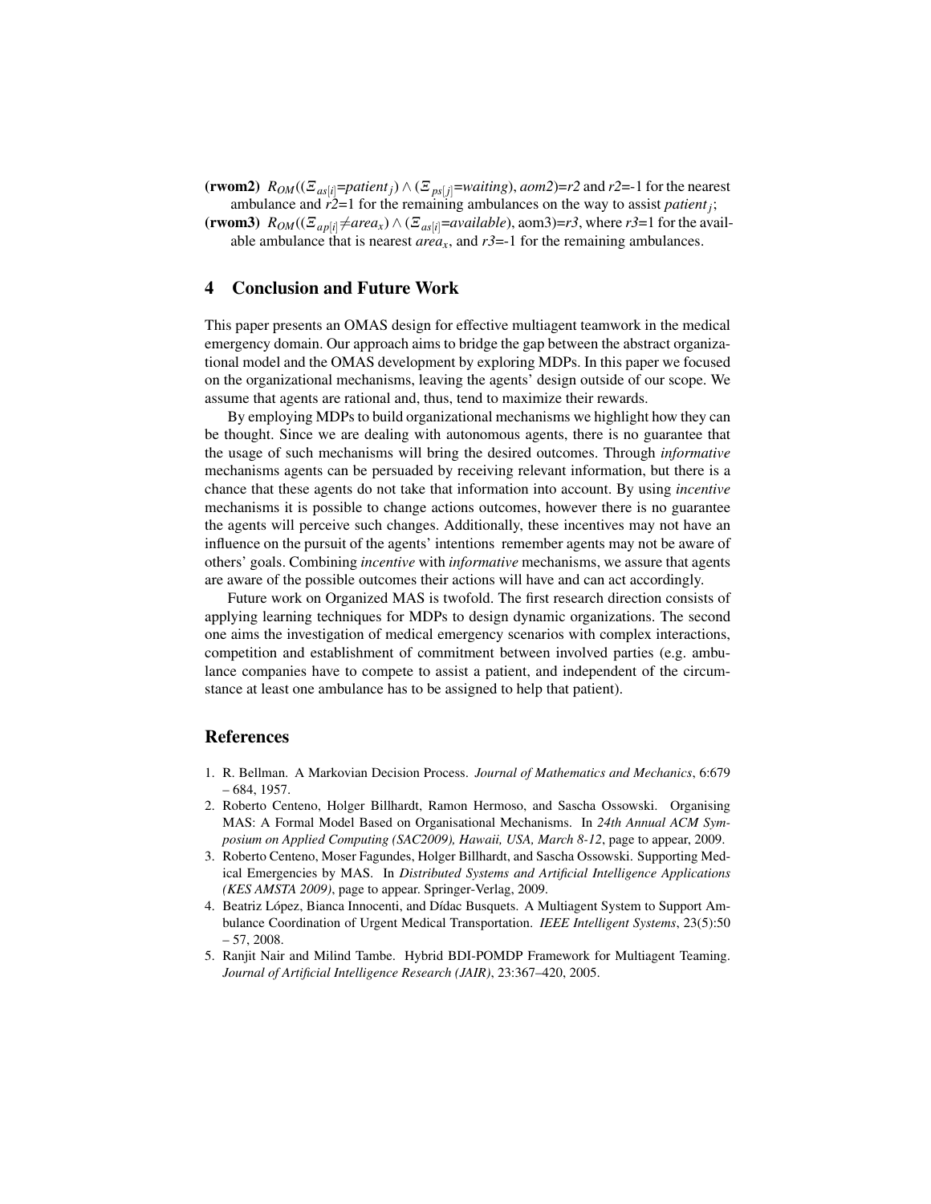**(rwom2)** $R_{OM}((\Xi_{as[i]}=patient_j) \wedge (\Xi_{ps[j]}=waiting), aom2)=r2$ and $r2$=-1 for the nearest ambulance and $r2$=1 for the remaining ambulances on the way to assist $patient_j$;

**(rwom3)** $R_{OM}((\Xi_{ap[i]} \neq area_x) \wedge (\Xi_{as[i]}=available), \text{aom3})=r3$, where $r3$=1 for the available ambulance that is nearest $area_x$, and $r3$=-1 for the remaining ambulances.

## 4 Conclusion and Future Work

This paper presents an OMAS design for effective multiagent teamwork in the medical emergency domain. Our approach aims to bridge the gap between the abstract organizational model and the OMAS development by exploring MDPs. In this paper we focused on the organizational mechanisms, leaving the agents' design outside of our scope. We assume that agents are rational and, thus, tend to maximize their rewards.

By employing MDPs to build organizational mechanisms we highlight how they can be thought. Since we are dealing with autonomous agents, there is no guarantee that the usage of such mechanisms will bring the desired outcomes. Through *informative* mechanisms agents can be persuaded by receiving relevant information, but there is a chance that these agents do not take that information into account. By using *incentive* mechanisms it is possible to change actions outcomes, however there is no guarantee the agents will perceive such changes. Additionally, these incentives may not have an influence on the pursuit of the agents' intentions remember agents may not be aware of others' goals. Combining *incentive* with *informative* mechanisms, we assure that agents are aware of the possible outcomes their actions will have and can act accordingly.

Future work on Organized MAS is twofold. The first research direction consists of applying learning techniques for MDPs to design dynamic organizations. The second one aims the investigation of medical emergency scenarios with complex interactions, competition and establishment of commitment between involved parties (e.g. ambulance companies have to compete to assist a patient, and independent of the circumstance at least one ambulance has to be assigned to help that patient).

## References

1. R. Bellman. A Markovian Decision Process. *Journal of Mathematics and Mechanics*, 6:679 – 684, 1957.
2. Roberto Centeno, Holger Billhardt, Ramon Hermoso, and Sascha Ossowski. Organising MAS: A Formal Model Based on Organisational Mechanisms. In *24th Annual ACM Symposium on Applied Computing (SAC2009), Hawaii, USA, March 8-12*, page to appear, 2009.
3. Roberto Centeno, Moser Fagundes, Holger Billhardt, and Sascha Ossowski. Supporting Medical Emergencies by MAS. In *Distributed Systems and Artificial Intelligence Applications (KES AMSTA 2009)*, page to appear. Springer-Verlag, 2009.
4. Beatriz López, Bianca Innocenti, and Dídac Busquets. A Multiagent System to Support Ambulance Coordination of Urgent Medical Transportation. *IEEE Intelligent Systems*, 23(5):50 – 57, 2008.
5. Ranjit Nair and Milind Tambe. Hybrid BDI-POMDP Framework for Multiagent Teaming. *Journal of Artificial Intelligence Research (JAIR)*, 23:367–420, 2005.